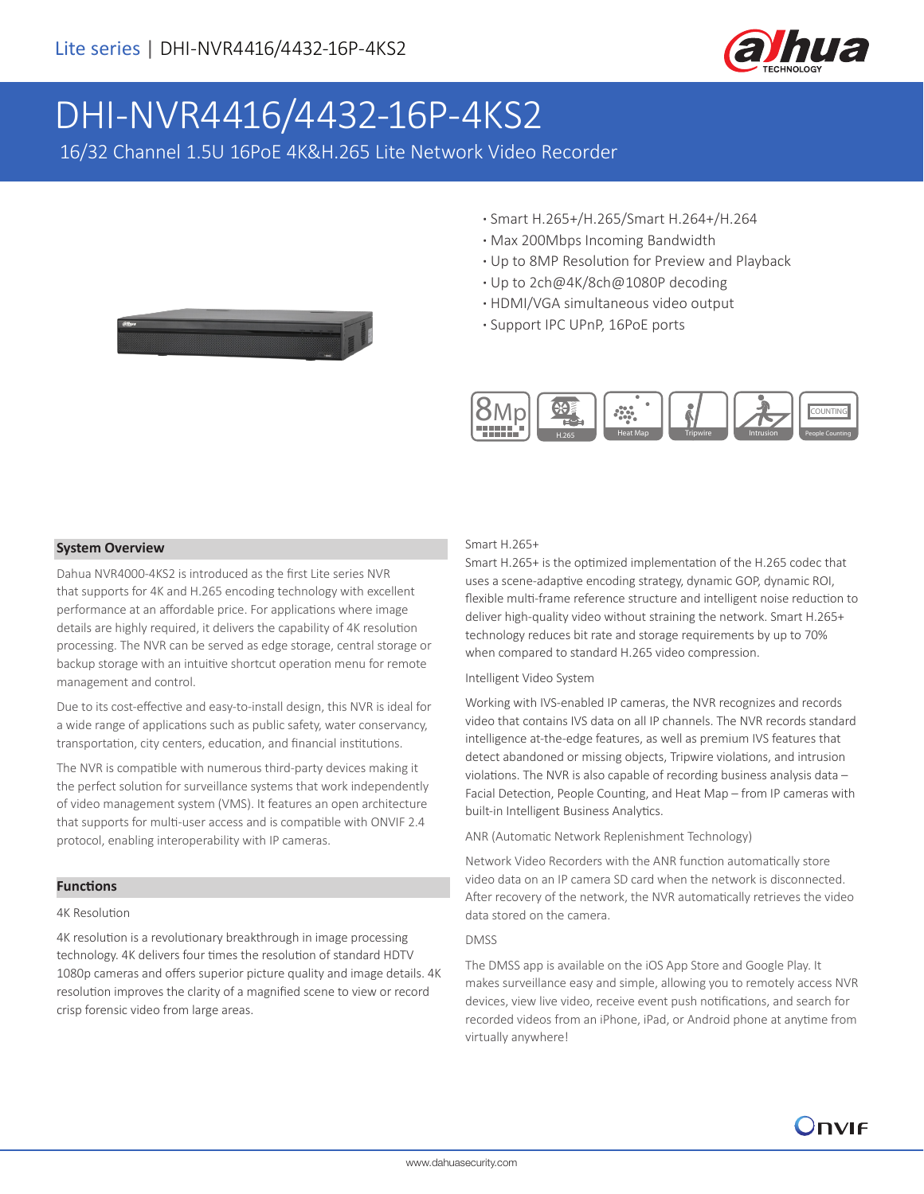# DHI-NVR4416/4432-16P-4KS2

16/32 Channel 1.5U 16PoE 4K&H.265 Lite Network Video Recorder

- Smart H.265+/H.265/Smart H.264+/H.264
- Max 200Mbps Incoming Bandwidth
- Up to 8MP Resolution for Preview and Playback
- Up to 2ch@4K/8ch@1080P decoding
- HDMI/VGA simultaneous video output
- Support IPC UPnP, 16PoE ports

## System Overview

Dahua NVR4000-4KS2 is introduced as the first Lite series NVR that supports for 4K and H.265 encoding technology with excellent performance at an affordable price. For applications where image details are highly required, it delivers the capability of 4K resolution processing. The NVR can be served as edge storage, central storage or backup storage with an intuitive shortcut operation menu for remote management and control.

Due to its cost-effective and easy-to-install design, this NVR is ideal for a wide range of applications such as public safety, water conservancy, transportation, city centers, education, and financial institutions.

The NVR is compatible with numerous third-party devices making it the perfect solution for surveillance systems that work independently of video management system (VMS). It features an open architecture that supports for multi-user access and is compatible with ONVIF 2.4 protocol, enabling interoperability with IP cameras.

## Functions

4K Resolution

4K resolution is a revolutionary breakthrough in image processing technology. 4K delivers four times the resolution of standard HDTV 1080p cameras and offers superior picture quality and image details. 4K resolution improves the clarity of a magnified scene to view or record crisp forensic video from large areas.

Smart H.265+

Smart H.265+ is the optimized implementation of the H.265 codec that uses a scene-adaptive encoding strategy, dynamic GOP, dynamic ROI, flexible multi-frame reference structure and intelligent noise reduction to deliver high-quality video without straining the network. Smart H.265+ technology reduces bit rate and storage requirements by up to 70% when compared to standard H.265 video compression.

Intelligent Video System

Working with IVS-enabled IP cameras, the NVR recognizes and records video that contains IVS data on all IP channels. The NVR records standard intelligence at-the-edge features, as well as premium IVS features that detect abandoned or missing objects, Tripwire violations, and intrusion violations. The NVR is also capable of recording business analysis data – Facial Detection, People Counting, and Heat Map – from IP cameras with built-in Intelligent Business Analytics.

ANR (Automatic Network Replenishment Technology)

Network Video Recorders with the ANR function automatically store video data on an IP camera SD card when the network is disconnected. After recovery of the network, the NVR automatically retrieves the video data stored on the camera.

DMSS

The DMSS app is available on the iOS App Store and Google Play. It makes surveillance easy and simple, allowing you to remotely access NVR devices, view live video, receive event push notifications, and search for recorded videos from an iPhone, iPad, or Android phone at anytime from virtually anywhere!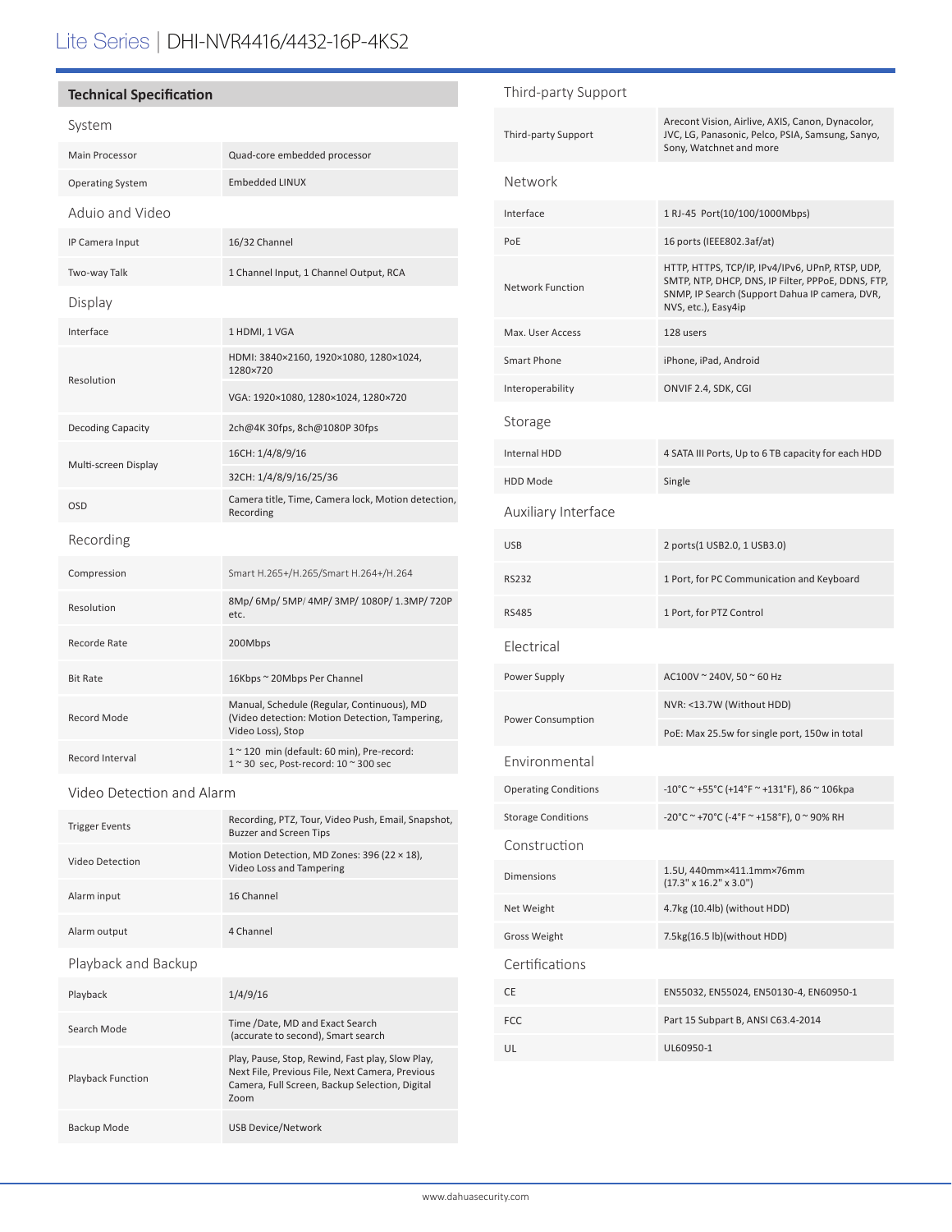# Lite Series | DHI-NVR4416/4432-16P-4KS2

## Technical Specification

### System

| | |
|---|---|
| Main Processor | Quad-core embedded processor |
| Operating System | Embedded LINUX |

### Aduio and Video

| | |
|---|---|
| IP Camera Input | 16/32 Channel |
| Two-way Talk | 1 Channel Input, 1 Channel Output, RCA |

### Display

| | |
|---|---|
| Interface | 1 HDMI, 1 VGA |
| Resolution | HDMI: 3840×2160, 1920×1080, 1280×1024, 1280×720 |
| | VGA: 1920×1080, 1280×1024, 1280×720 |
| Decoding Capacity | 2ch@4K 30fps, 8ch@1080P 30fps |
| Multi-screen Display | 16CH: 1/4/8/9/16 |
| | 32CH: 1/4/8/9/16/25/36 |
| OSD | Camera title, Time, Camera lock, Motion detection, Recording |

### Recording

| | |
|---|---|
| Compression | Smart H.265+/H.265/Smart H.264+/H.264 |
| Resolution | 8Mp/ 6Mp/ 5MP/ 4MP/ 3MP/ 1080P/ 1.3MP/ 720P etc. |
| Recorde Rate | 200Mbps |
| Bit Rate | 16Kbps ~ 20Mbps Per Channel |
| Record Mode | Manual, Schedule (Regular, Continuous), MD (Video detection: Motion Detection, Tampering, Video Loss), Stop |
| Record Interval | 1 ~ 120 min (default: 60 min), Pre-record: 1 ~ 30 sec, Post-record: 10 ~ 300 sec |

### Video Detection and Alarm

| | |
|---|---|
| Trigger Events | Recording, PTZ, Tour, Video Push, Email, Snapshot, Buzzer and Screen Tips |
| Video Detection | Motion Detection, MD Zones: 396 (22 × 18), Video Loss and Tampering |
| Alarm input | 16 Channel |
| Alarm output | 4 Channel |

### Playback and Backup

| | |
|---|---|
| Playback | 1/4/9/16 |
| Search Mode | Time /Date, MD and Exact Search (accurate to second), Smart search |
| Playback Function | Play, Pause, Stop, Rewind, Fast play, Slow Play, Next File, Previous File, Next Camera, Previous Camera, Full Screen, Backup Selection, Digital Zoom |
| Backup Mode | USB Device/Network |

### Third-party Support

| | |
|---|---|
| Third-party Support | Arecont Vision, Airlive, AXIS, Canon, Dynacolor, JVC, LG, Panasonic, Pelco, PSIA, Samsung, Sanyo, Sony, Watchnet and more |

### Network

| | |
|---|---|
| Interface | 1 RJ-45 Port(10/100/1000Mbps) |
| PoE | 16 ports (IEEE802.3af/at) |
| Network Function | HTTP, HTTPS, TCP/IP, IPv4/IPv6, UPnP, RTSP, UDP, SMTP, NTP, DHCP, DNS, IP Filter, PPPoE, DDNS, FTP, SNMP, IP Search (Support Dahua IP camera, DVR, NVS, etc.), Easy4ip |
| Max. User Access | 128 users |
| Smart Phone | iPhone, iPad, Android |
| Interoperability | ONVIF 2.4, SDK, CGI |

### Storage

| | |
|---|---|
| Internal HDD | 4 SATA III Ports, Up to 6 TB capacity for each HDD |
| HDD Mode | Single |

### Auxiliary Interface

| | |
|---|---|
| USB | 2 ports(1 USB2.0, 1 USB3.0) |
| RS232 | 1 Port, for PC Communication and Keyboard |
| RS485 | 1 Port, for PTZ Control |

### Electrical

| | |
|---|---|
| Power Supply | AC100V ~ 240V, 50 ~ 60 Hz |
| Power Consumption | NVR: <13.7W (Without HDD) |
| | PoE: Max 25.5w for single port, 150w in total |

### Environmental

| | |
|---|---|
| Operating Conditions | -10°C ~ +55°C (+14°F ~ +131°F), 86 ~ 106kpa |
| Storage Conditions | -20°C ~ +70°C (-4°F ~ +158°F), 0 ~ 90% RH |

### Construction

| | |
|---|---|
| Dimensions | 1.5U, 440mm×411.1mm×76mm (17.3" x 16.2" x 3.0") |
| Net Weight | 4.7kg (10.4lb) (without HDD) |
| Gross Weight | 7.5kg(16.5 lb)(without HDD) |

### Certifications

| | |
|---|---|
| CE | EN55032, EN55024, EN50130-4, EN60950-1 |
| FCC | Part 15 Subpart B, ANSI C63.4-2014 |
| UL | UL60950-1 |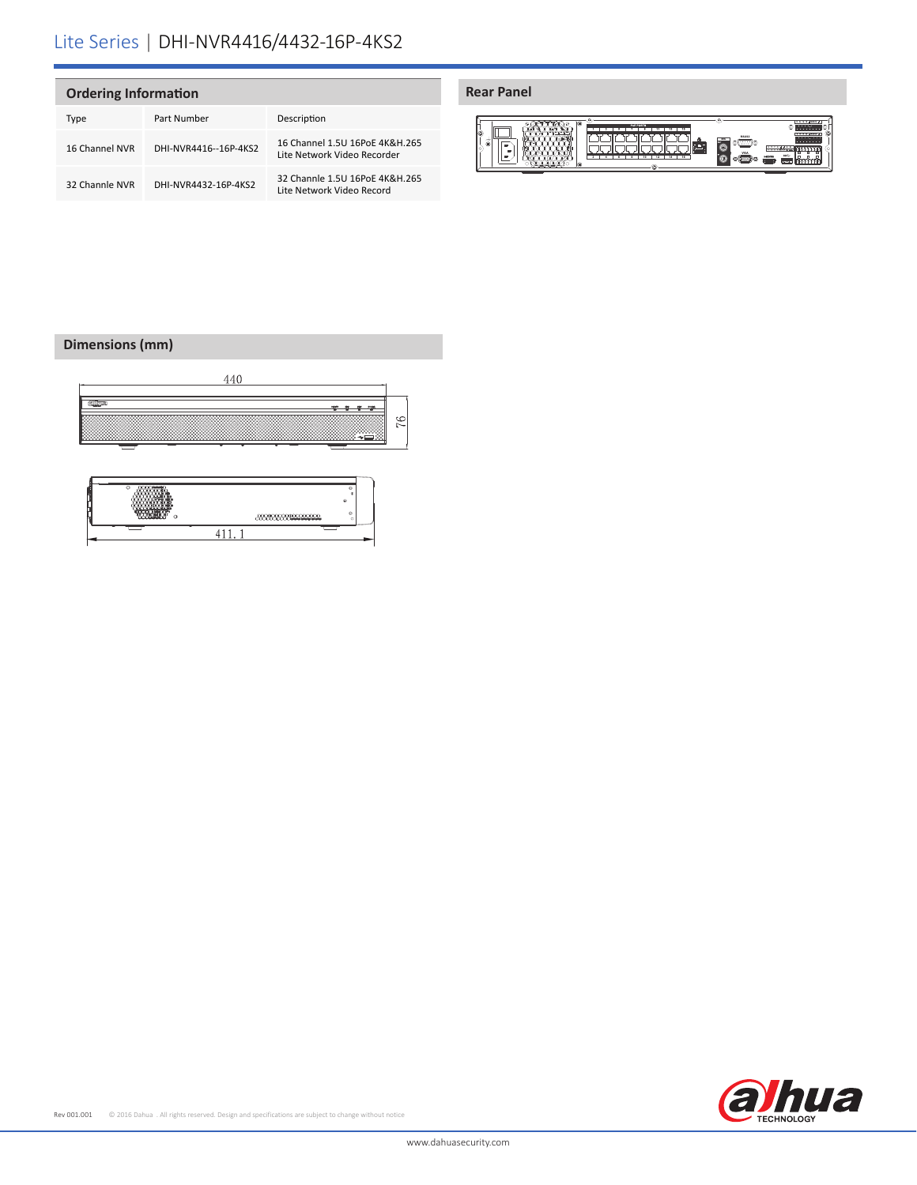# Lite Series | DHI-NVR4416/4432-16P-4KS2

## Ordering Information

| Type | Part Number | Description |
|---|---|---|
| 16 Channel NVR | DHI-NVR4416--16P-4KS2 | 16 Channel 1.5U 16PoE 4K&H.265 Lite Network Video Recorder |
| 32 Channle NVR | DHI-NVR4432-16P-4KS2 | 32 Channle 1.5U 16PoE 4K&H.265 Lite Network Video Record |

## Rear Panel

## Dimensions (mm)

440

76

411.1

Rev 001.001 © 2016 Dahua . All rights reserved. Design and specifications are subject to change without notice

www.dahuasecurity.com